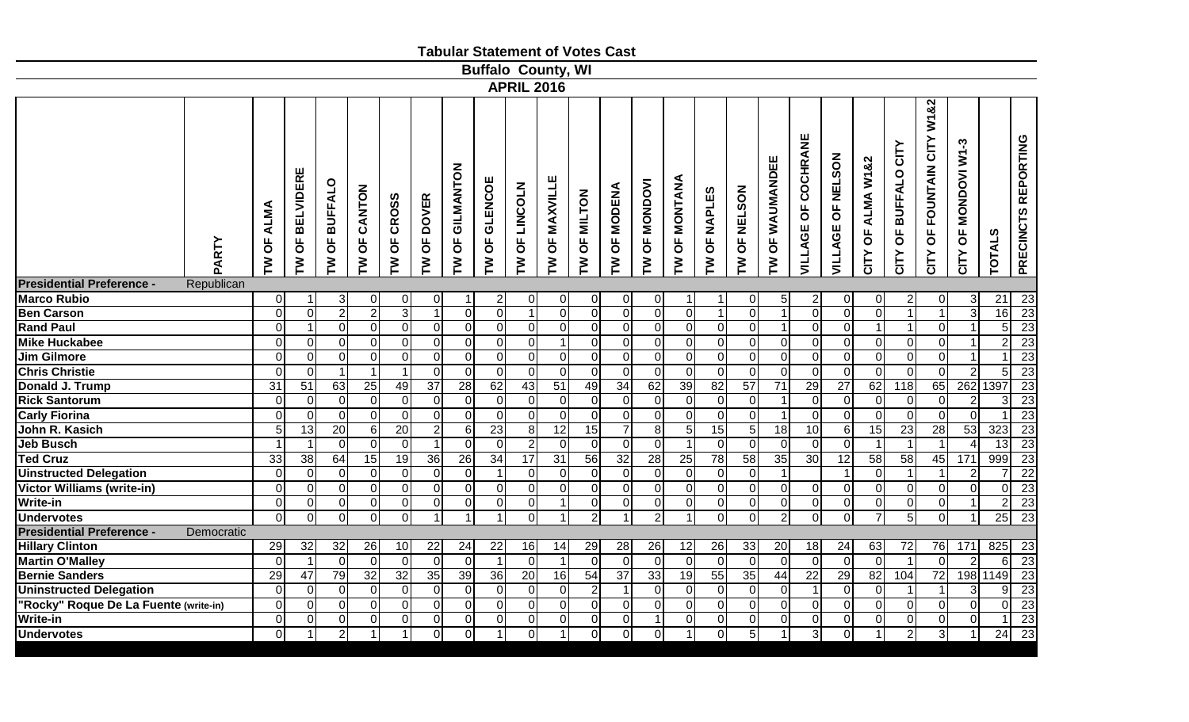# Tabular Statement of Votes Cast

## Buffalo County, WI

### APRIL 2016

| | PARTY | TW OF ALMA | TW OF BELVIDERE | TW OF BUFFALO | TW OF CANTON | TW OF CROSS | TW OF DOVER | TW OF GILMANTON | TW OF GLENCOE | TW OF LINCOLN | TW OF MAXVILLE | TW OF MILTON | TW OF MODENA | TW OF MONDOVI | TW OF MONTANA | TW OF NAPLES | TW OF NELSON | TW OF WAUMANDEE | VILLAGE OF COCHRANE | VILLAGE OF NELSON | CITY OF ALMA W1&2 | CITY OF BUFFALO CITY | CITY OF FOUNTAIN CITY W1&2 | CITY OF MONDOVI W1-3 | TOTALS | PRECINCTS REPORTING |
|---|---|---|---|---|---|---|---|---|---|---|---|---|---|---|---|---|---|---|---|---|---|---|---|---|---|---|
| **Presidential Preference -** | Republican | | | | | | | | | | | | | | | | | | | | | | | | | |
| **Marco Rubio** | | 0 | 1 | 3 | 0 | 0 | 0 | 1 | 2 | 0 | 0 | 0 | 0 | 0 | 1 | 1 | 0 | 5 | 2 | 0 | 0 | 2 | 0 | 3 | 21 | 23 |
| **Ben Carson** | | 0 | 0 | 2 | 2 | 3 | 1 | 0 | 0 | 1 | 0 | 0 | 0 | 0 | 0 | 1 | 0 | 1 | 0 | 0 | 0 | 1 | 1 | 3 | 16 | 23 |
| **Rand Paul** | | 0 | 1 | 0 | 0 | 0 | 0 | 0 | 0 | 0 | 0 | 0 | 0 | 0 | 0 | 0 | 0 | 1 | 0 | 0 | 1 | 1 | 0 | 1 | 5 | 23 |
| **Mike Huckabee** | | 0 | 0 | 0 | 0 | 0 | 0 | 0 | 0 | 0 | 1 | 0 | 0 | 0 | 0 | 0 | 0 | 0 | 0 | 0 | 0 | 0 | 0 | 1 | 2 | 23 |
| **Jim Gilmore** | | 0 | 0 | 0 | 0 | 0 | 0 | 0 | 0 | 0 | 0 | 0 | 0 | 0 | 0 | 0 | 0 | 0 | 0 | 0 | 0 | 0 | 0 | 1 | 1 | 23 |
| **Chris Christie** | | 0 | 0 | 1 | 1 | 1 | 0 | 0 | 0 | 0 | 0 | 0 | 0 | 0 | 0 | 0 | 0 | 0 | 0 | 0 | 0 | 0 | 0 | 2 | 5 | 23 |
| **Donald J. Trump** | | 31 | 51 | 63 | 25 | 49 | 37 | 28 | 62 | 43 | 51 | 49 | 34 | 62 | 39 | 82 | 57 | 71 | 29 | 27 | 62 | 118 | 65 | 262 | 1397 | 23 |
| **Rick Santorum** | | 0 | 0 | 0 | 0 | 0 | 0 | 0 | 0 | 0 | 0 | 0 | 0 | 0 | 0 | 0 | 0 | 1 | 0 | 0 | 0 | 0 | 0 | 2 | 3 | 23 |
| **Carly Fiorina** | | 0 | 0 | 0 | 0 | 0 | 0 | 0 | 0 | 0 | 0 | 0 | 0 | 0 | 0 | 0 | 0 | 1 | 0 | 0 | 0 | 0 | 0 | 0 | 1 | 23 |
| **John R. Kasich** | | 5 | 13 | 20 | 6 | 20 | 2 | 6 | 23 | 8 | 12 | 15 | 7 | 8 | 5 | 15 | 5 | 18 | 10 | 6 | 15 | 23 | 28 | 53 | 323 | 23 |
| **Jeb Busch** | | 1 | 1 | 0 | 0 | 0 | 1 | 0 | 0 | 2 | 0 | 0 | 0 | 0 | 1 | 0 | 0 | 0 | 0 | 0 | 1 | 1 | 1 | 4 | 13 | 23 |
| **Ted Cruz** | | 33 | 38 | 64 | 15 | 19 | 36 | 26 | 34 | 17 | 31 | 56 | 32 | 28 | 25 | 78 | 58 | 35 | 30 | 12 | 58 | 58 | 45 | 171 | 999 | 23 |
| **Uinstructed Delegation** | | 0 | 0 | 0 | 0 | 0 | 0 | 0 | 1 | 0 | 0 | 0 | 0 | 0 | 0 | 0 | 0 | 1 | | 1 | 0 | 1 | 1 | 2 | 7 | 22 |
| **Victor Williams (write-in)** | | 0 | 0 | 0 | 0 | 0 | 0 | 0 | 0 | 0 | 0 | 0 | 0 | 0 | 0 | 0 | 0 | 0 | 0 | 0 | 0 | 0 | 0 | 0 | 0 | 23 |
| **Write-in** | | 0 | 0 | 0 | 0 | 0 | 0 | 0 | 0 | 0 | 1 | 0 | 0 | 0 | 0 | 0 | 0 | 0 | 0 | 0 | 0 | 0 | 0 | 1 | 2 | 23 |
| **Undervotes** | | 0 | 0 | 0 | 0 | 0 | 1 | 1 | 1 | 0 | 1 | 2 | 1 | 2 | 1 | 0 | 0 | 2 | 0 | 0 | 7 | 5 | 0 | 1 | 25 | 23 |
| **Presidential Preference -** | Democratic | | | | | | | | | | | | | | | | | | | | | | | | | |
| **Hillary Clinton** | | 29 | 32 | 32 | 26 | 10 | 22 | 24 | 22 | 16 | 14 | 29 | 28 | 26 | 12 | 26 | 33 | 20 | 18 | 24 | 63 | 72 | 76 | 171 | 825 | 23 |
| **Martin O'Malley** | | 0 | 1 | 0 | 0 | 0 | 0 | 0 | 1 | 0 | 1 | 0 | 0 | 0 | 0 | 0 | 0 | 0 | 0 | 0 | 0 | 1 | 0 | 2 | 6 | 23 |
| **Bernie Sanders** | | 29 | 47 | 79 | 32 | 32 | 35 | 39 | 36 | 20 | 16 | 54 | 37 | 33 | 19 | 55 | 35 | 44 | 22 | 29 | 82 | 104 | 72 | 198 | 1149 | 23 |
| **Uninstructed Delegation** | | 0 | 0 | 0 | 0 | 0 | 0 | 0 | 0 | 0 | 0 | 2 | 1 | 0 | 0 | 0 | 0 | 0 | 1 | 0 | 0 | 1 | 1 | 3 | 9 | 23 |
| **"Rocky" Roque De La Fuente (write-in)** | | 0 | 0 | 0 | 0 | 0 | 0 | 0 | 0 | 0 | 0 | 0 | 0 | 0 | 0 | 0 | 0 | 0 | 0 | 0 | 0 | 0 | 0 | 0 | 0 | 23 |
| **Write-in** | | 0 | 0 | 0 | 0 | 0 | 0 | 0 | 0 | 0 | 0 | 0 | 0 | 1 | 0 | 0 | 0 | 0 | 0 | 0 | 0 | 0 | 0 | 0 | 1 | 23 |
| **Undervotes** | | 0 | 1 | 2 | 1 | 1 | 0 | 0 | 1 | 0 | 1 | 0 | 0 | 0 | 1 | 0 | 5 | 1 | 3 | 0 | 1 | 2 | 3 | 1 | 24 | 23 |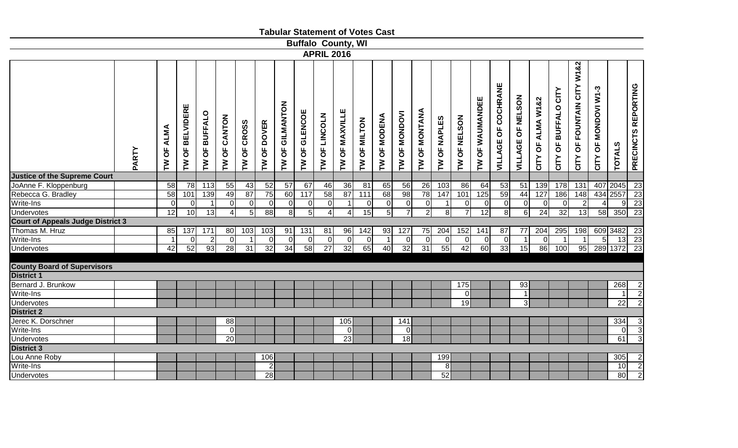# Tabular Statement of Votes Cast

## Buffalo County, WI

### APRIL 2016

| | PARTY | TW OF ALMA | TW OF BELVIDERE | TW OF BUFFALO | TW OF CANTON | TW OF CROSS | TW OF DOVER | TW OF GILMANTON | TW OF GLENCOE | TW OF LINCOLN | TW OF MAXVILLE | TW OF MILTON | TW OF MODENA | TW OF MONDOVI | TW OF MONTANA | TW OF NAPLES | TW OF NELSON | TW OF WAUMANDEE | VILLAGE OF COCHRANE | VILLAGE OF NELSON | CITY OF ALMA W1&2 | CITY OF BUFFALO CITY | CITY OF FOUNTAIN CITY W1&2 | CITY OF MONDOVI W1-3 | TOTALS | PRECINCTS REPORTING |
|---|---|---|---|---|---|---|---|---|---|---|---|---|---|---|---|---|---|---|---|---|---|---|---|---|---|---|
| **Justice of the Supreme Court** | | | | | | | | | | | | | | | | | | | | | | | | | | |
| JoAnne F. Kloppenburg | | 58 | 78 | 113 | 55 | 43 | 52 | 57 | 67 | 46 | 36 | 81 | 65 | 56 | 26 | 103 | 86 | 64 | 53 | 51 | 139 | 178 | 131 | 407 | 2045 | 23 |
| Rebecca G. Bradley | | 58 | 101 | 139 | 49 | 87 | 75 | 60 | 117 | 58 | 87 | 111 | 68 | 98 | 78 | 147 | 101 | 125 | 59 | 44 | 127 | 186 | 148 | 434 | 2557 | 23 |
| Write-Ins | | 0 | 0 | 1 | 0 | 0 | 0 | 0 | 0 | 0 | 1 | 0 | 0 | 0 | 0 | 1 | 0 | 0 | 0 | 0 | 0 | 0 | 2 | 4 | 9 | 23 |
| Undervotes | | 12 | 10 | 13 | 4 | 5 | 88 | 8 | 5 | 4 | 4 | 15 | 5 | 7 | 2 | 8 | 7 | 12 | 8 | 6 | 24 | 32 | 13 | 58 | 350 | 23 |
| **Court of Appeals Judge District 3** | | | | | | | | | | | | | | | | | | | | | | | | | | |
| Thomas M. Hruz | | 85 | 137 | 171 | 80 | 103 | 103 | 91 | 131 | 81 | 96 | 142 | 93 | 127 | 75 | 204 | 152 | 141 | 87 | 77 | 204 | 295 | 198 | 609 | 3482 | 23 |
| Write-Ins | | 1 | 0 | 2 | 0 | 1 | 0 | 0 | 0 | 0 | 0 | 0 | 1 | 0 | 0 | 0 | 0 | 0 | 0 | 1 | 0 | 1 | 1 | 5 | 13 | 23 |
| Undervotes | | 42 | 52 | 93 | 28 | 31 | 32 | 34 | 58 | 27 | 32 | 65 | 40 | 32 | 31 | 55 | 42 | 60 | 33 | 15 | 86 | 100 | 95 | 289 | 1372 | 23 |
| **County Board of Supervisors** | | | | | | | | | | | | | | | | | | | | | | | | | | |
| **District 1** | | | | | | | | | | | | | | | | | | | | | | | | | | |
| Bernard J. Brunkow | | | | | | | | | | | | | | | | | 175 | | | 93 | | | | | 268 | 2 |
| Write-Ins | | | | | | | | | | | | | | | | | 0 | | | 1 | | | | | 1 | 2 |
| Undervotes | | | | | | | | | | | | | | | | | 19 | | | 3 | | | | | 22 | 2 |
| **District 2** | | | | | | | | | | | | | | | | | | | | | | | | | | |
| Jerec K. Dorschner | | | | | 88 | | | | | | 105 | | | 141 | | | | | | | | | | | 334 | 3 |
| Write-Ins | | | | | 0 | | | | | | 0 | | | 0 | | | | | | | | | | | 0 | 3 |
| Undervotes | | | | | 20 | | | | | | 23 | | | 18 | | | | | | | | | | | 61 | 3 |
| **District 3** | | | | | | | | | | | | | | | | | | | | | | | | | | |
| Lou Anne Roby | | | | | | | 106 | | | | | | | | | 199 | | | | | | | | | 305 | 2 |
| Write-Ins | | | | | | | 2 | | | | | | | | | 8 | | | | | | | | | 10 | 2 |
| Undervotes | | | | | | | 28 | | | | | | | | | 52 | | | | | | | | | 80 | 2 |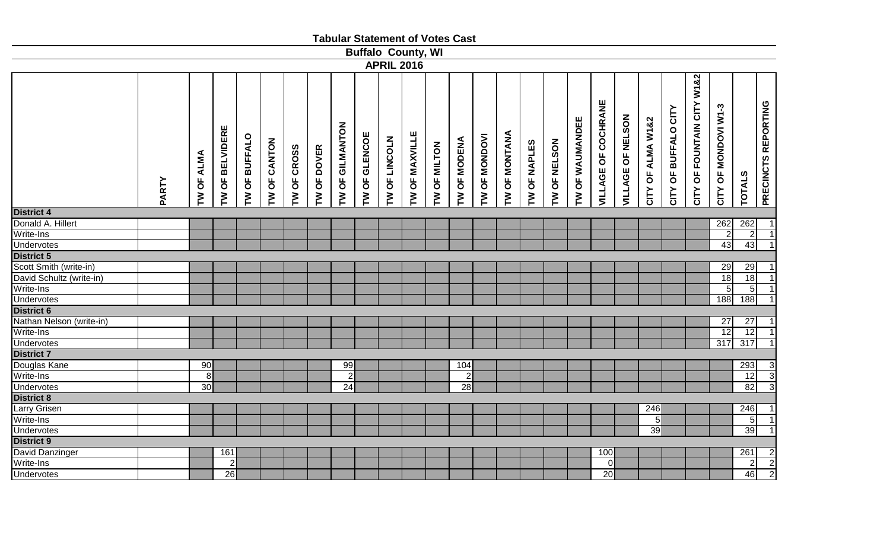# Tabular Statement of Votes Cast

## Buffalo County, WI

### APRIL 2016

| | PARTY | TW OF ALMA | TW OF BELVIDERE | TW OF BUFFALO | TW OF CANTON | TW OF CROSS | TW OF DOVER | TW OF GILMANTON | TW OF GLENCOE | TW OF LINCOLN | TW OF MAXVILLE | TW OF MILTON | TW OF MODENA | TW OF MONDOVI | TW OF MONTANA | TW OF NAPLES | TW OF NELSON | TW OF WAUMANDEE | VILLAGE OF COCHRANE | VILLAGE OF NELSON | CITY OF ALMA W1&2 | CITY OF BUFFALO CITY | CITY OF FOUNTAIN CITY W1&2 | CITY OF MONDOVI W1-3 | TOTALS | PRECINCTS REPORTING |
|---|---|---|---|---|---|---|---|---|---|---|---|---|---|---|---|---|---|---|---|---|---|---|---|---|---|---|
| **District 4** | | | | | | | | | | | | | | | | | | | | | | | | | | |
| Donald A. Hillert | | | | | | | | | | | | | | | | | | | | | | | | 262 | 262 | 1 |
| Write-Ins | | | | | | | | | | | | | | | | | | | | | | | | 2 | 2 | 1 |
| Undervotes | | | | | | | | | | | | | | | | | | | | | | | | 43 | 43 | 1 |
| **District 5** | | | | | | | | | | | | | | | | | | | | | | | | | | |
| Scott Smith (write-in) | | | | | | | | | | | | | | | | | | | | | | | | 29 | 29 | 1 |
| David Schultz (write-in) | | | | | | | | | | | | | | | | | | | | | | | | 18 | 18 | 1 |
| Write-Ins | | | | | | | | | | | | | | | | | | | | | | | | 5 | 5 | 1 |
| Undervotes | | | | | | | | | | | | | | | | | | | | | | | | 188 | 188 | 1 |
| **District 6** | | | | | | | | | | | | | | | | | | | | | | | | | | |
| Nathan Nelson (write-in) | | | | | | | | | | | | | | | | | | | | | | | | 27 | 27 | 1 |
| Write-Ins | | | | | | | | | | | | | | | | | | | | | | | | 12 | 12 | 1 |
| Undervotes | | | | | | | | | | | | | | | | | | | | | | | | 317 | 317 | 1 |
| **District 7** | | | | | | | | | | | | | | | | | | | | | | | | | | |
| Douglas Kane | | 90 | | | | | | 99 | | | | | 104 | | | | | | | | | | | | 293 | 3 |
| Write-Ins | | 8 | | | | | | 2 | | | | | 2 | | | | | | | | | | | | 12 | 3 |
| Undervotes | | 30 | | | | | | 24 | | | | | 28 | | | | | | | | | | | | 82 | 3 |
| **District 8** | | | | | | | | | | | | | | | | | | | | | | | | | | |
| Larry Grisen | | | | | | | | | | | | | | | | | | | | | 246 | | | | 246 | 1 |
| Write-Ins | | | | | | | | | | | | | | | | | | | | | 5 | | | | 5 | 1 |
| Undervotes | | | | | | | | | | | | | | | | | | | | | 39 | | | | 39 | 1 |
| **District 9** | | | | | | | | | | | | | | | | | | | | | | | | | | |
| David Danzinger | | | 161 | | | | | | | | | | | | | | | | 100 | | | | | | 261 | 2 |
| Write-Ins | | | 2 | | | | | | | | | | | | | | | | 0 | | | | | | 2 | 2 |
| Undervotes | | | 26 | | | | | | | | | | | | | | | | 20 | | | | | | 46 | 2 |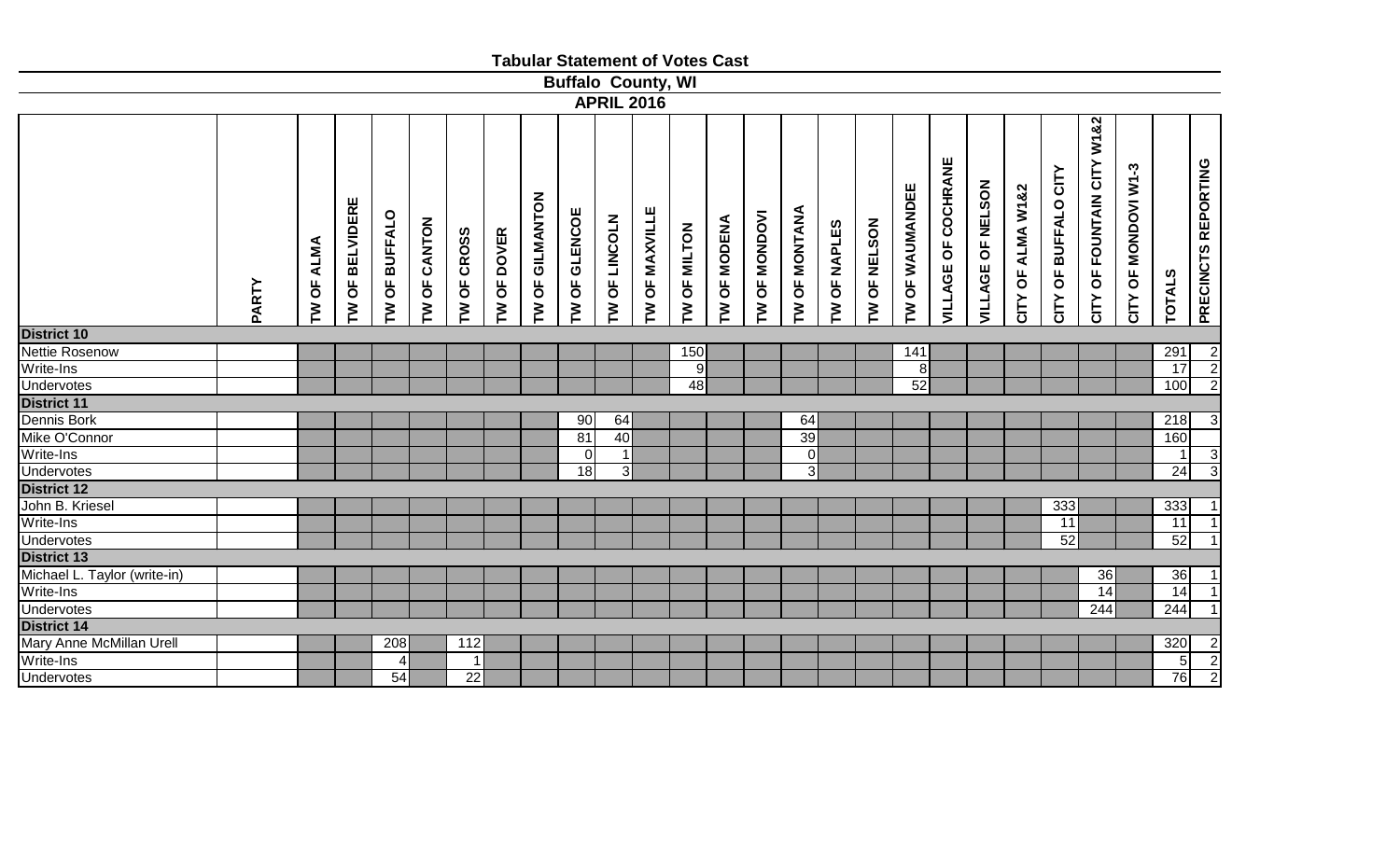# Tabular Statement of Votes Cast

## Buffalo County, WI

### APRIL 2016

| | PARTY | TW OF ALMA | TW OF BELVIDERE | TW OF BUFFALO | TW OF CANTON | TW OF CROSS | TW OF DOVER | TW OF GILMANTON | TW OF GLENCOE | TW OF LINCOLN | TW OF MAXVILLE | TW OF MILTON | TW OF MODENA | TW OF MONDOVI | TW OF MONTANA | TW OF NAPLES | TW OF NELSON | TW OF WAUMANDEE | VILLAGE OF COCHRANE | VILLAGE OF NELSON | CITY OF ALMA W1&2 | CITY OF BUFFALO CITY | CITY OF FOUNTAIN CITY W1&2 | CITY OF MONDOVI W1-3 | TOTALS | PRECINCTS REPORTING |
|---|---|---|---|---|---|---|---|---|---|---|---|---|---|---|---|---|---|---|---|---|---|---|---|---|---|---|
| **District 10** | | | | | | | | | | | | | | | | | | | | | | | | | | |
| Nettie Rosenow | | | | | | | | | | | | 150 | | | | | | 141 | | | | | | | 291 | 2 |
| Write-Ins | | | | | | | | | | | | 9 | | | | | | 8 | | | | | | | 17 | 2 |
| Undervotes | | | | | | | | | | | | 48 | | | | | | 52 | | | | | | | 100 | 2 |
| **District 11** | | | | | | | | | | | | | | | | | | | | | | | | | | |
| Dennis Bork | | | | | | | | | 90 | 64 | | | | | 64 | | | | | | | | | | 218 | 3 |
| Mike O'Connor | | | | | | | | | 81 | 40 | | | | | 39 | | | | | | | | | | 160 | |
| Write-Ins | | | | | | | | | 0 | 1 | | | | | 0 | | | | | | | | | | 1 | 3 |
| Undervotes | | | | | | | | | 18 | 3 | | | | | 3 | | | | | | | | | | 24 | 3 |
| **District 12** | | | | | | | | | | | | | | | | | | | | | | | | | | |
| John B. Kriesel | | | | | | | | | | | | | | | | | | | | | | 333 | | | 333 | 1 |
| Write-Ins | | | | | | | | | | | | | | | | | | | | | | 11 | | | 11 | 1 |
| Undervotes | | | | | | | | | | | | | | | | | | | | | | 52 | | | 52 | 1 |
| **District 13** | | | | | | | | | | | | | | | | | | | | | | | | | | |
| Michael L. Taylor (write-in) | | | | | | | | | | | | | | | | | | | | | | | 36 | | 36 | 1 |
| Write-Ins | | | | | | | | | | | | | | | | | | | | | | | 14 | | 14 | 1 |
| Undervotes | | | | | | | | | | | | | | | | | | | | | | | 244 | | 244 | 1 |
| **District 14** | | | | | | | | | | | | | | | | | | | | | | | | | | |
| Mary Anne McMillan Urell | | | | 208 | | 112 | | | | | | | | | | | | | | | | | | | 320 | 2 |
| Write-Ins | | | | 4 | | 1 | | | | | | | | | | | | | | | | | | | 5 | 2 |
| Undervotes | | | | 54 | | 22 | | | | | | | | | | | | | | | | | | | 76 | 2 |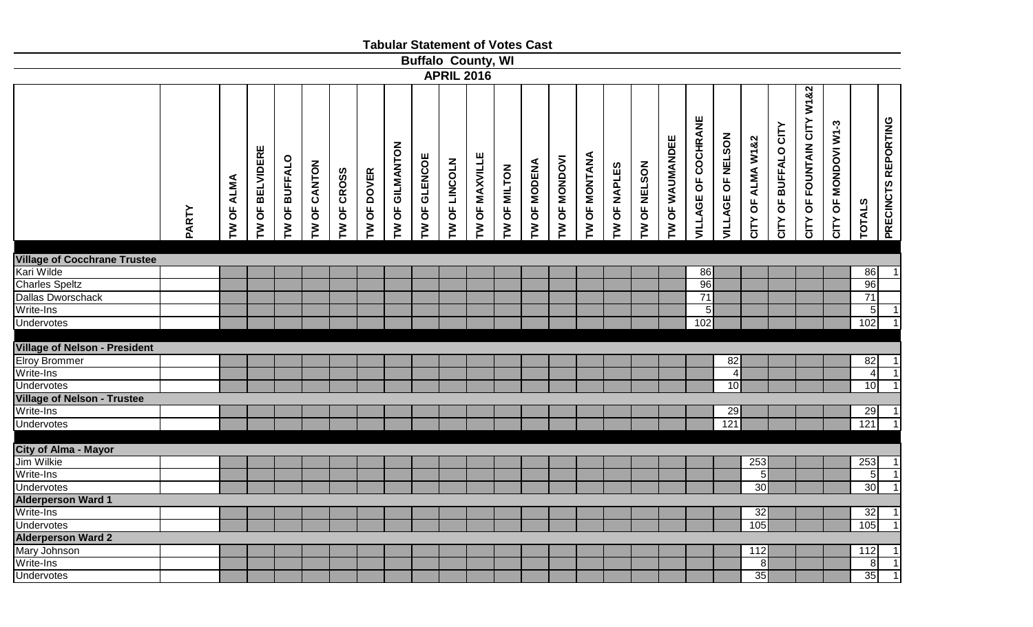# Tabular Statement of Votes Cast

## Buffalo County, WI

### APRIL 2016

| | PARTY | TW OF ALMA | TW OF BELVIDERE | TW OF BUFFALO | TW OF CANTON | TW OF CROSS | TW OF DOVER | TW OF GILMANTON | TW OF GLENCOE | TW OF LINCOLN | TW OF MAXVILLE | TW OF MILTON | TW OF MODENA | TW OF MONDOVI | TW OF MONTANA | TW OF NAPLES | TW OF NELSON | TW OF WAUMANDEE | VILLAGE OF COCHRANE | VILLAGE OF NELSON | CITY OF ALMA W1&2 | CITY OF BUFFALO CITY | CITY OF FOUNTAIN CITY W1&2 | CITY OF MONDOVI W1-3 | TOTALS | PRECINCTS REPORTING |
|---|---|---|---|---|---|---|---|---|---|---|---|---|---|---|---|---|---|---|---|---|---|---|---|---|---|---|
| **Village of Cocchrane Trustee** | | | | | | | | | | | | | | | | | | | | | | | | | | |
| Kari Wilde | | | | | | | | | | | | | | | | | | | 86 | | | | | | 86 | 1 |
| Charles Speltz | | | | | | | | | | | | | | | | | | | 96 | | | | | | 96 | |
| Dallas Dworschack | | | | | | | | | | | | | | | | | | | 71 | | | | | | 71 | |
| Write-Ins | | | | | | | | | | | | | | | | | | | 5 | | | | | | 5 | 1 |
| Undervotes | | | | | | | | | | | | | | | | | | | 102 | | | | | | 102 | 1 |
| **Village of Nelson - President** | | | | | | | | | | | | | | | | | | | | | | | | | | |
| Elroy Brommer | | | | | | | | | | | | | | | | | | | | 82 | | | | | 82 | 1 |
| Write-Ins | | | | | | | | | | | | | | | | | | | | 4 | | | | | 4 | 1 |
| Undervotes | | | | | | | | | | | | | | | | | | | | 10 | | | | | 10 | 1 |
| **Village of Nelson - Trustee** | | | | | | | | | | | | | | | | | | | | | | | | | | |
| Write-Ins | | | | | | | | | | | | | | | | | | | | 29 | | | | | 29 | 1 |
| Undervotes | | | | | | | | | | | | | | | | | | | | 121 | | | | | 121 | 1 |
| **City of Alma - Mayor** | | | | | | | | | | | | | | | | | | | | | | | | | | |
| Jim Wilkie | | | | | | | | | | | | | | | | | | | | | 253 | | | | 253 | 1 |
| Write-Ins | | | | | | | | | | | | | | | | | | | | | 5 | | | | 5 | 1 |
| Undervotes | | | | | | | | | | | | | | | | | | | | | 30 | | | | 30 | 1 |
| **Alderperson Ward 1** | | | | | | | | | | | | | | | | | | | | | | | | | | |
| Write-Ins | | | | | | | | | | | | | | | | | | | | | 32 | | | | 32 | 1 |
| Undervotes | | | | | | | | | | | | | | | | | | | | | 105 | | | | 105 | 1 |
| **Alderperson Ward 2** | | | | | | | | | | | | | | | | | | | | | | | | | | |
| Mary Johnson | | | | | | | | | | | | | | | | | | | | | 112 | | | | 112 | 1 |
| Write-Ins | | | | | | | | | | | | | | | | | | | | | 8 | | | | 8 | 1 |
| Undervotes | | | | | | | | | | | | | | | | | | | | | 35 | | | | 35 | 1 |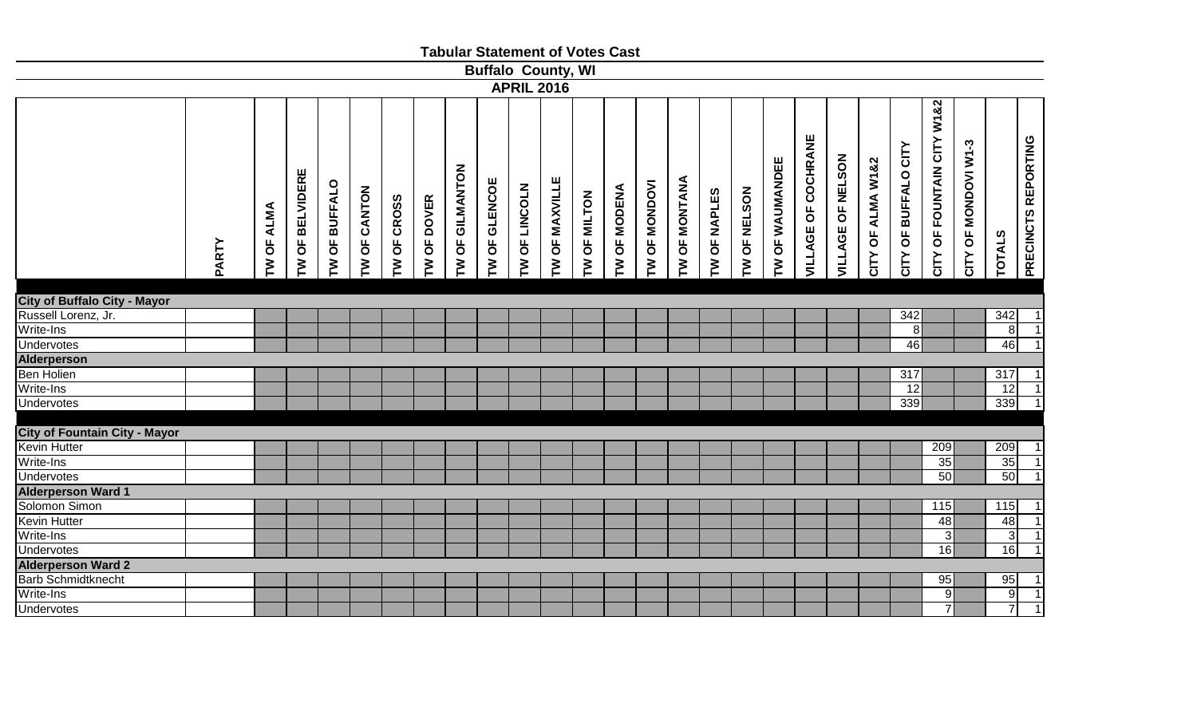# Tabular Statement of Votes Cast

## Buffalo County, WI

### APRIL 2016

| | PARTY | TW OF ALMA | TW OF BELVIDERE | TW OF BUFFALO | TW OF CANTON | TW OF CROSS | TW OF DOVER | TW OF GILMANTON | TW OF GLENCOE | TW OF LINCOLN | TW OF MAXVILLE | TW OF MILTON | TW OF MODENA | TW OF MONDOVI | TW OF MONTANA | TW OF NAPLES | TW OF NELSON | TW OF WAUMANDEE | VILLAGE OF COCHRANE | VILLAGE OF NELSON | CITY OF ALMA W1&2 | CITY OF BUFFALO CITY | CITY OF FOUNTAIN CITY W1&2 | CITY OF MONDOVI W1-3 | TOTALS | PRECINCTS REPORTING |
|---|---|---|---|---|---|---|---|---|---|---|---|---|---|---|---|---|---|---|---|---|---|---|---|---|---|---|
| **City of Buffalo City - Mayor** | | | | | | | | | | | | | | | | | | | | | | | | | | |
| Russell Lorenz, Jr. | | | | | | | | | | | | | | | | | | | | | | 342 | | | 342 | 1 |
| Write-Ins | | | | | | | | | | | | | | | | | | | | | | 8 | | | 8 | 1 |
| Undervotes | | | | | | | | | | | | | | | | | | | | | | 46 | | | 46 | 1 |
| **Alderperson** | | | | | | | | | | | | | | | | | | | | | | | | | | |
| Ben Holien | | | | | | | | | | | | | | | | | | | | | | 317 | | | 317 | 1 |
| Write-Ins | | | | | | | | | | | | | | | | | | | | | | 12 | | | 12 | 1 |
| Undervotes | | | | | | | | | | | | | | | | | | | | | | 339 | | | 339 | 1 |
| **City of Fountain City - Mayor** | | | | | | | | | | | | | | | | | | | | | | | | | | |
| Kevin Hutter | | | | | | | | | | | | | | | | | | | | | | | 209 | | 209 | 1 |
| Write-Ins | | | | | | | | | | | | | | | | | | | | | | | 35 | | 35 | 1 |
| Undervotes | | | | | | | | | | | | | | | | | | | | | | | 50 | | 50 | 1 |
| **Alderperson Ward 1** | | | | | | | | | | | | | | | | | | | | | | | | | | |
| Solomon Simon | | | | | | | | | | | | | | | | | | | | | | | 115 | | 115 | 1 |
| Kevin Hutter | | | | | | | | | | | | | | | | | | | | | | | 48 | | 48 | 1 |
| Write-Ins | | | | | | | | | | | | | | | | | | | | | | | 3 | | 3 | 1 |
| Undervotes | | | | | | | | | | | | | | | | | | | | | | | 16 | | 16 | 1 |
| **Alderperson Ward 2** | | | | | | | | | | | | | | | | | | | | | | | | | | |
| Barb Schmidtknecht | | | | | | | | | | | | | | | | | | | | | | | 95 | | 95 | 1 |
| Write-Ins | | | | | | | | | | | | | | | | | | | | | | | 9 | | 9 | 1 |
| Undervotes | | | | | | | | | | | | | | | | | | | | | | | 7 | | 7 | 1 |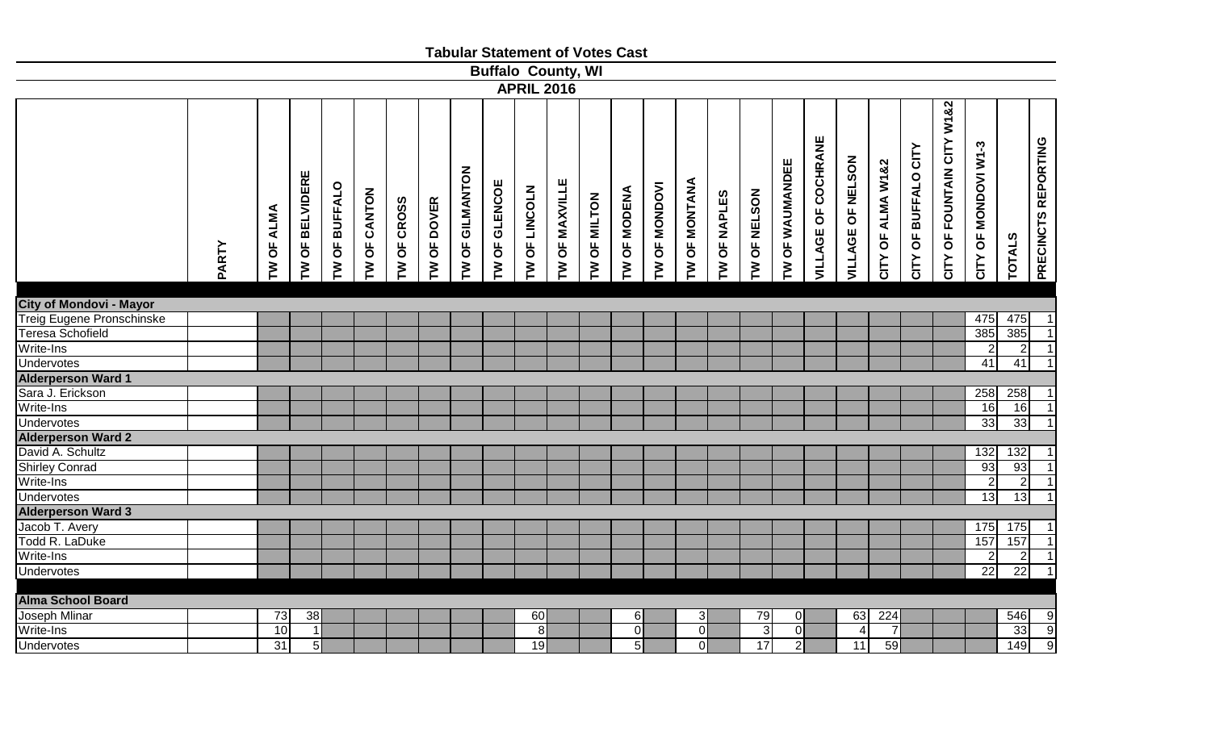# Tabular Statement of Votes Cast

## Buffalo County, WI

### APRIL 2016

| | PARTY | TW OF ALMA | TW OF BELVIDERE | TW OF BUFFALO | TW OF CANTON | TW OF CROSS | TW OF DOVER | TW OF GILMANTON | TW OF GLENCOE | TW OF LINCOLN | TW OF MAXVILLE | TW OF MILTON | TW OF MODENA | TW OF MONDOVI | TW OF MONTANA | TW OF NAPLES | TW OF NELSON | TW OF WAUMANDEE | VILLAGE OF COCHRANE | VILLAGE OF NELSON | CITY OF ALMA W1&2 | CITY OF BUFFALO CITY | CITY OF FOUNTAIN CITY W1&2 | CITY OF MONDOVI W1-3 | TOTALS | PRECINCTS REPORTING |
|---|---|---|---|---|---|---|---|---|---|---|---|---|---|---|---|---|---|---|---|---|---|---|---|---|---|---|
| **City of Mondovi - Mayor** | | | | | | | | | | | | | | | | | | | | | | | | | | |
| Treig Eugene Pronschinske | | | | | | | | | | | | | | | | | | | | | | | | 475 | 475 | 1 |
| Teresa Schofield | | | | | | | | | | | | | | | | | | | | | | | | 385 | 385 | 1 |
| Write-Ins | | | | | | | | | | | | | | | | | | | | | | | | 2 | 2 | 1 |
| Undervotes | | | | | | | | | | | | | | | | | | | | | | | | 41 | 41 | 1 |
| **Alderperson Ward 1** | | | | | | | | | | | | | | | | | | | | | | | | | | |
| Sara J. Erickson | | | | | | | | | | | | | | | | | | | | | | | | 258 | 258 | 1 |
| Write-Ins | | | | | | | | | | | | | | | | | | | | | | | | 16 | 16 | 1 |
| Undervotes | | | | | | | | | | | | | | | | | | | | | | | | 33 | 33 | 1 |
| **Alderperson Ward 2** | | | | | | | | | | | | | | | | | | | | | | | | | | |
| David A. Schultz | | | | | | | | | | | | | | | | | | | | | | | | 132 | 132 | 1 |
| Shirley Conrad | | | | | | | | | | | | | | | | | | | | | | | | 93 | 93 | 1 |
| Write-Ins | | | | | | | | | | | | | | | | | | | | | | | | 2 | 2 | 1 |
| Undervotes | | | | | | | | | | | | | | | | | | | | | | | | 13 | 13 | 1 |
| **Alderperson Ward 3** | | | | | | | | | | | | | | | | | | | | | | | | | | |
| Jacob T. Avery | | | | | | | | | | | | | | | | | | | | | | | | 175 | 175 | 1 |
| Todd R. LaDuke | | | | | | | | | | | | | | | | | | | | | | | | 157 | 157 | 1 |
| Write-Ins | | | | | | | | | | | | | | | | | | | | | | | | 2 | 2 | 1 |
| Undervotes | | | | | | | | | | | | | | | | | | | | | | | | 22 | 22 | 1 |
| **Alma School Board** | | | | | | | | | | | | | | | | | | | | | | | | | | |
| Joseph Mlinar | | 73 | 38 | | | | | | | 60 | | | 6 | | 3 | | 79 | 0 | | 63 | 224 | | | | 546 | 9 |
| Write-Ins | | 10 | 1 | | | | | | | 8 | | | 0 | | 0 | | 3 | 0 | | 4 | 7 | | | | 33 | 9 |
| Undervotes | | 31 | 5 | | | | | | | 19 | | | 5 | | 0 | | 17 | 2 | | 11 | 59 | | | | 149 | 9 |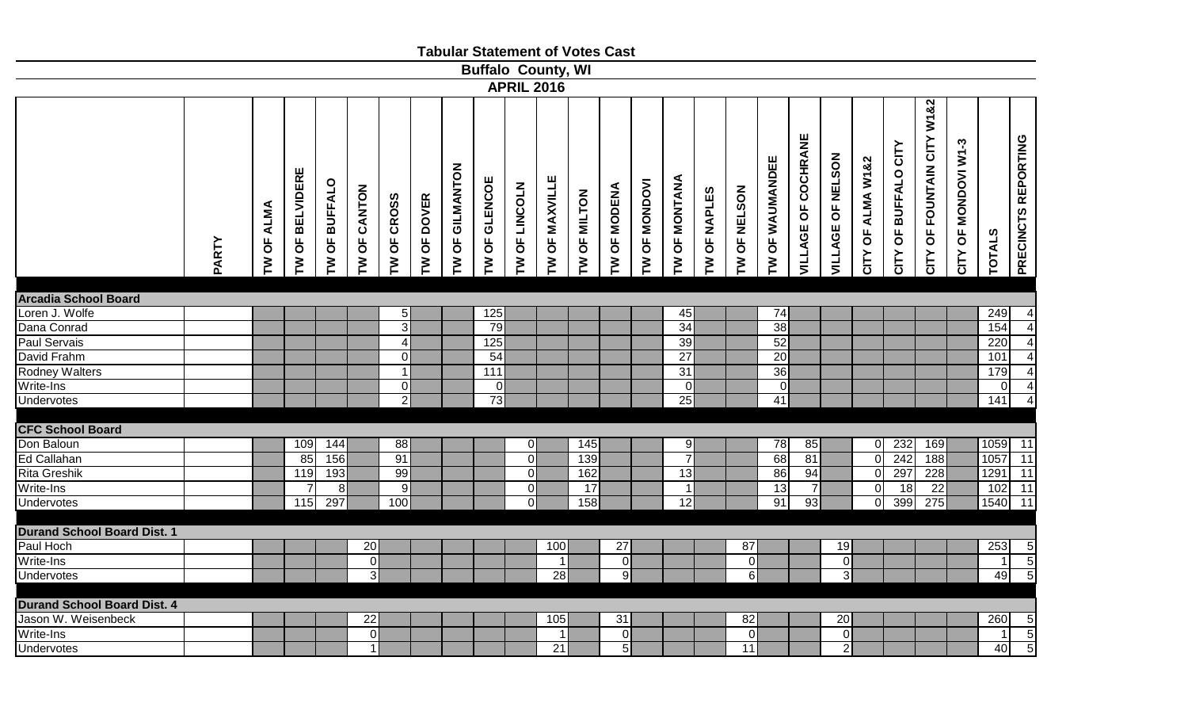# Tabular Statement of Votes Cast

## Buffalo County, WI

### APRIL 2016

| | PARTY | TW OF ALMA | TW OF BELVIDERE | TW OF BUFFALO | TW OF CANTON | TW OF CROSS | TW OF DOVER | TW OF GILMANTON | TW OF GLENCOE | TW OF LINCOLN | TW OF MAXVILLE | TW OF MILTON | TW OF MODENA | TW OF MONDOVI | TW OF MONTANA | TW OF NAPLES | TW OF NELSON | TW OF WAUMANDEE | VILLAGE OF COCHRANE | VILLAGE OF NELSON | CITY OF ALMA W1&2 | CITY OF BUFFALO CITY | CITY OF FOUNTAIN CITY W1&2 | CITY OF MONDOVI W1-3 | TOTALS | PRECINCTS REPORTING |
|---|---|---|---|---|---|---|---|---|---|---|---|---|---|---|---|---|---|---|---|---|---|---|---|---|---|---|
| **Arcadia School Board** | | | | | | | | | | | | | | | | | | | | | | | | | | |
| Loren J. Wolfe | | | | | | 5 | | | 125 | | | | | | 45 | | | 74 | | | | | | | 249 | 4 |
| Dana Conrad | | | | | | 3 | | | 79 | | | | | | 34 | | | 38 | | | | | | | 154 | 4 |
| Paul Servais | | | | | | 4 | | | 125 | | | | | | 39 | | | 52 | | | | | | | 220 | 4 |
| David Frahm | | | | | | 0 | | | 54 | | | | | | 27 | | | 20 | | | | | | | 101 | 4 |
| Rodney Walters | | | | | | 1 | | | 111 | | | | | | 31 | | | 36 | | | | | | | 179 | 4 |
| Write-Ins | | | | | | 0 | | | 0 | | | | | | 0 | | | 0 | | | | | | | 0 | 4 |
| Undervotes | | | | | | 2 | | | 73 | | | | | | 25 | | | 41 | | | | | | | 141 | 4 |
| **CFC School Board** | | | | | | | | | | | | | | | | | | | | | | | | | | |
| Don Baloun | | | 109 | 144 | | 88 | | | | 0 | | 145 | | | 9 | | | 78 | 85 | | 0 | 232 | 169 | | 1059 | 11 |
| Ed Callahan | | | 85 | 156 | | 91 | | | | 0 | | 139 | | | 7 | | | 68 | 81 | | 0 | 242 | 188 | | 1057 | 11 |
| Rita Greshik | | | 119 | 193 | | 99 | | | | 0 | | 162 | | | 13 | | | 86 | 94 | | 0 | 297 | 228 | | 1291 | 11 |
| Write-Ins | | | 7 | 8 | | 9 | | | | 0 | | 17 | | | 1 | | | 13 | 7 | | 0 | 18 | 22 | | 102 | 11 |
| Undervotes | | | 115 | 297 | | 100 | | | | 0 | | 158 | | | 12 | | | 91 | 93 | | 0 | 399 | 275 | | 1540 | 11 |
| **Durand School Board Dist. 1** | | | | | | | | | | | | | | | | | | | | | | | | | | |
| Paul Hoch | | | | | 20 | | | | | | 100 | | 27 | | | | 87 | | | 19 | | | | | 253 | 5 |
| Write-Ins | | | | | 0 | | | | | | 1 | | 0 | | | | 0 | | | 0 | | | | | 1 | 5 |
| Undervotes | | | | | 3 | | | | | | 28 | | 9 | | | | 6 | | | 3 | | | | | 49 | 5 |
| **Durand School Board Dist. 4** | | | | | | | | | | | | | | | | | | | | | | | | | | |
| Jason W. Weisenbeck | | | | | 22 | | | | | | 105 | | 31 | | | | 82 | | | 20 | | | | | 260 | 5 |
| Write-Ins | | | | | 0 | | | | | | 1 | | 0 | | | | 0 | | | 0 | | | | | 1 | 5 |
| Undervotes | | | | | 1 | | | | | | 21 | | 5 | | | | 11 | | | 2 | | | | | 40 | 5 |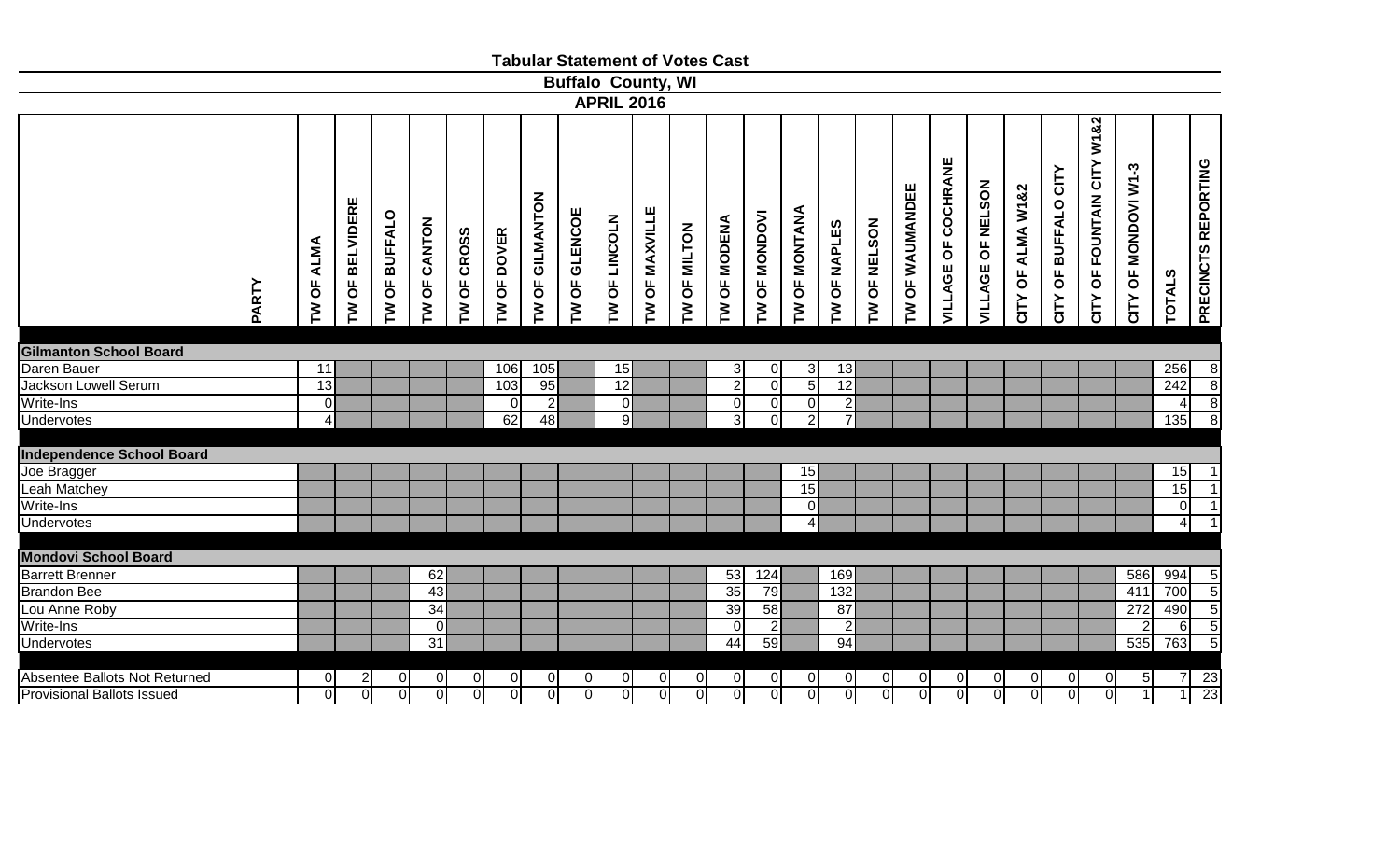# Tabular Statement of Votes Cast

## Buffalo County, WI

### APRIL 2016

| | PARTY | TW OF ALMA | TW OF BELVIDERE | TW OF BUFFALO | TW OF CANTON | TW OF CROSS | TW OF DOVER | TW OF GILMANTON | TW OF GLENCOE | TW OF LINCOLN | TW OF MAXVILLE | TW OF MILTON | TW OF MODENA | TW OF MONDOVI | TW OF MONTANA | TW OF NAPLES | TW OF NELSON | TW OF WAUMANDEE | VILLAGE OF COCHRANE | VILLAGE OF NELSON | CITY OF ALMA W1&2 | CITY OF BUFFALO CITY | CITY OF FOUNTAIN CITY W1&2 | CITY OF MONDOVI W1-3 | TOTALS | PRECINCTS REPORTING |
|---|---|---|---|---|---|---|---|---|---|---|---|---|---|---|---|---|---|---|---|---|---|---|---|---|---|---|
| **Gilmanton School Board** | | | | | | | | | | | | | | | | | | | | | | | | | | |
| Daren Bauer | | 11 | | | | | 106 | 105 | | 15 | | | 3 | 0 | 3 | 13 | | | | | | | | | 256 | 8 |
| Jackson Lowell Serum | | 13 | | | | | 103 | 95 | | 12 | | | 2 | 0 | 5 | 12 | | | | | | | | | 242 | 8 |
| Write-Ins | | 0 | | | | | 0 | 2 | | 0 | | | 0 | 0 | 0 | 2 | | | | | | | | | 4 | 8 |
| Undervotes | | 4 | | | | | 62 | 48 | | 9 | | | 3 | 0 | 2 | 7 | | | | | | | | | 135 | 8 |
| **Independence School Board** | | | | | | | | | | | | | | | | | | | | | | | | | | |
| Joe Bragger | | | | | | | | | | | | | | | 15 | | | | | | | | | | 15 | 1 |
| Leah Matchey | | | | | | | | | | | | | | | 15 | | | | | | | | | | 15 | 1 |
| Write-Ins | | | | | | | | | | | | | | | 0 | | | | | | | | | | 0 | 1 |
| Undervotes | | | | | | | | | | | | | | | 4 | | | | | | | | | | 4 | 1 |
| **Mondovi School Board** | | | | | | | | | | | | | | | | | | | | | | | | | | |
| Barrett Brenner | | | | | 62 | | | | | | | | 53 | 124 | | 169 | | | | | | | | 586 | 994 | 5 |
| Brandon Bee | | | | | 43 | | | | | | | | 35 | 79 | | 132 | | | | | | | | 411 | 700 | 5 |
| Lou Anne Roby | | | | | 34 | | | | | | | | 39 | 58 | | 87 | | | | | | | | 272 | 490 | 5 |
| Write-Ins | | | | | 0 | | | | | | | | 0 | 2 | | 2 | | | | | | | | 2 | 6 | 5 |
| Undervotes | | | | | 31 | | | | | | | | 44 | 59 | | 94 | | | | | | | | 535 | 763 | 5 |
| Absentee Ballots Not Returned | | 0 | 2 | 0 | 0 | 0 | 0 | 0 | 0 | 0 | 0 | 0 | 0 | 0 | 0 | 0 | 0 | 0 | 0 | 0 | 0 | 0 | 0 | 5 | 7 | 23 |
| Provisional Ballots Issued | | 0 | 0 | 0 | 0 | 0 | 0 | 0 | 0 | 0 | 0 | 0 | 0 | 0 | 0 | 0 | 0 | 0 | 0 | 0 | 0 | 0 | 0 | 1 | 1 | 23 |